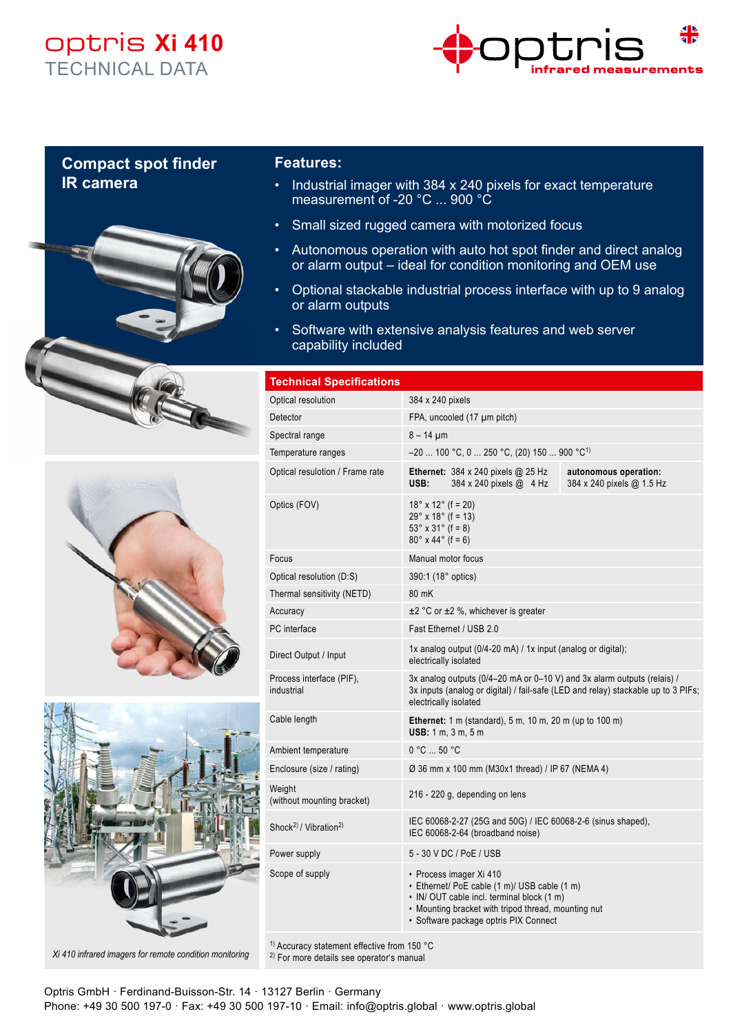# optris Xi 410

TECHNICAL DATA

## Compact spot finder IR camera

## Features:

- Industrial imager with 384 x 240 pixels for exact temperature measurement of -20 °C ... 900 °C
- Small sized rugged camera with motorized focus
- Autonomous operation with auto hot spot finder and direct analog or alarm output – ideal for condition monitoring and OEM use
- Optional stackable industrial process interface with up to 9 analog or alarm outputs
- Software with extensive analysis features and web server capability included

## Technical Specifications

| Parameter | Value |
|---|---|
| Optical resolution | 384 x 240 pixels |
| Detector | FPA, uncooled (17 µm pitch) |
| Spectral range | 8 – 14 µm |
| Temperature ranges | –20 ... 100 °C, 0 ... 250 °C, (20) 150 ... 900 °C[1] |
| Optical resolution / Frame rate | **Ethernet:** 384 x 240 pixels @ 25 Hz<br>**USB:** 384 x 240 pixels @ 4 Hz<br>**autonomous operation:** 384 x 240 pixels @ 1.5 Hz |
| Optics (FOV) | 18° x 12° (f = 20)<br>29° x 18° (f = 13)<br>53° x 31° (f = 8)<br>80° x 44° (f = 6) |
| Focus | Manual motor focus |
| Optical resolution (D:S) | 390:1 (18° optics) |
| Thermal sensitivity (NETD) | 80 mK |
| Accuracy | ±2 °C or ±2 %, whichever is greater |
| PC interface | Fast Ethernet / USB 2.0 |
| Direct Output / Input | 1x analog output (0/4-20 mA) / 1x input (analog or digital); electrically isolated |
| Process interface (PIF), industrial | 3x analog outputs (0/4–20 mA or 0–10 V) and 3x alarm outputs (relais) / 3x inputs (analog or digital) / fail-safe (LED and relay) stackable up to 3 PIFs; electrically isolated |
| Cable length | **Ethernet:** 1 m (standard), 5 m, 10 m, 20 m (up to 100 m)<br>**USB:** 1 m, 3 m, 5 m |
| Ambient temperature | 0 °C ... 50 °C |
| Enclosure (size / rating) | Ø 36 mm x 100 mm (M30x1 thread) / IP 67 (NEMA 4) |
| Weight (without mounting bracket) | 216 - 220 g, depending on lens |
| Shock[2] / Vibration[2] | IEC 60068-2-27 (25G and 50G) / IEC 60068-2-6 (sinus shaped), IEC 60068-2-64 (broadband noise) |
| Power supply | 5 - 30 V DC / PoE / USB |
| Scope of supply | • Process imager Xi 410<br>• Ethernet/ PoE cable (1 m)/ USB cable (1 m)<br>• IN/ OUT cable incl. terminal block (1 m)<br>• Mounting bracket with tripod thread, mounting nut<br>• Software package optris PIX Connect |

[1] Accuracy statement effective from 150 °C
[2] For more details see operator's manual

*Xi 410 infrared imagers for remote condition monitoring*

Optris GmbH · Ferdinand-Buisson-Str. 14 · 13127 Berlin · Germany
Phone: +49 30 500 197-0 · Fax: +49 30 500 197-10 · Email: info@optris.global · www.optris.global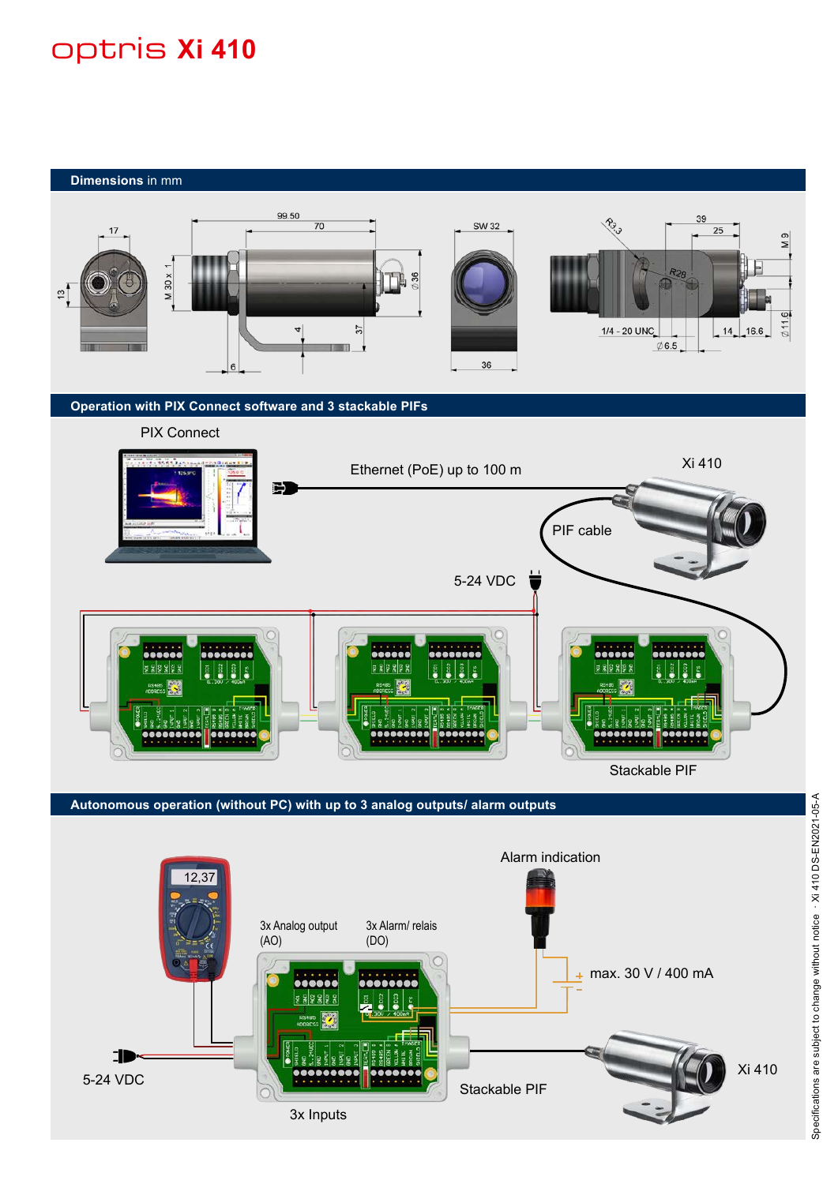# optris Xi 410

## Dimensions in mm

17
13
M 30 x 1
99.50
70
Ø 36
4
37
6
SW 32
36
R3.3
39
25
M 9
R28
1/4 - 20 UNC
Ø 6.5
14
16.6
Ø 11.6

## Operation with PIX Connect software and 3 stackable PIFs

PIX Connect
Ethernet (PoE) up to 100 m
Xi 410
PIF cable
5-24 VDC
Stackable PIF

## Autonomous operation (without PC) with up to 3 analog outputs/ alarm outputs

Alarm indication
12,37
3x Analog output (AO)
3x Alarm/ relais (DO)
max. 30 V / 400 mA
5-24 VDC
Stackable PIF
Xi 410
3x Inputs

Specifications are subject to change without notice · Xi 410 DS-EN2021-05-A